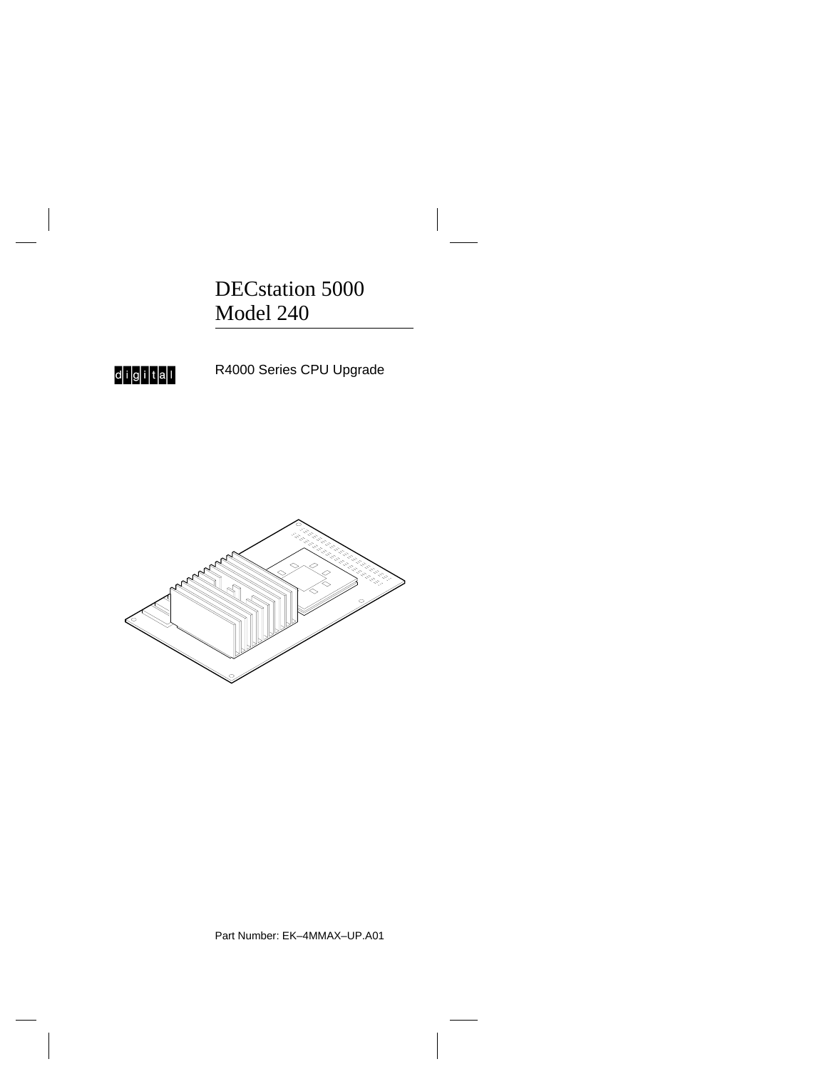# DECstation 5000 Model 240

digital

R4000 Series CPU Upgrade

Part Number: EK–4MMAX–UP.A01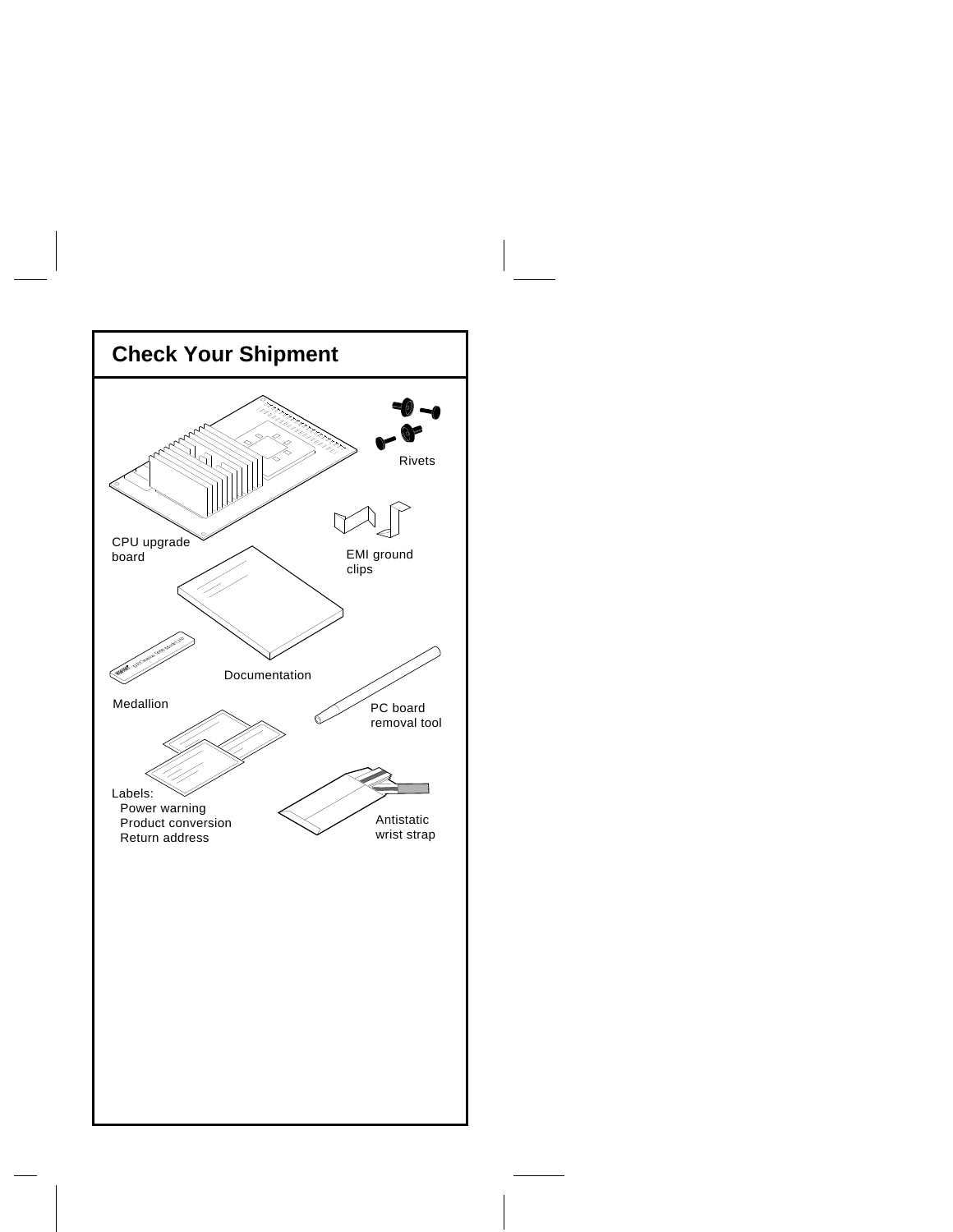## Check Your Shipment

Rivets

CPU upgrade board

EMI ground clips

Documentation

Medallion

PC board removal tool

Labels:
- Power warning
- Product conversion
- Return address

Antistatic wrist strap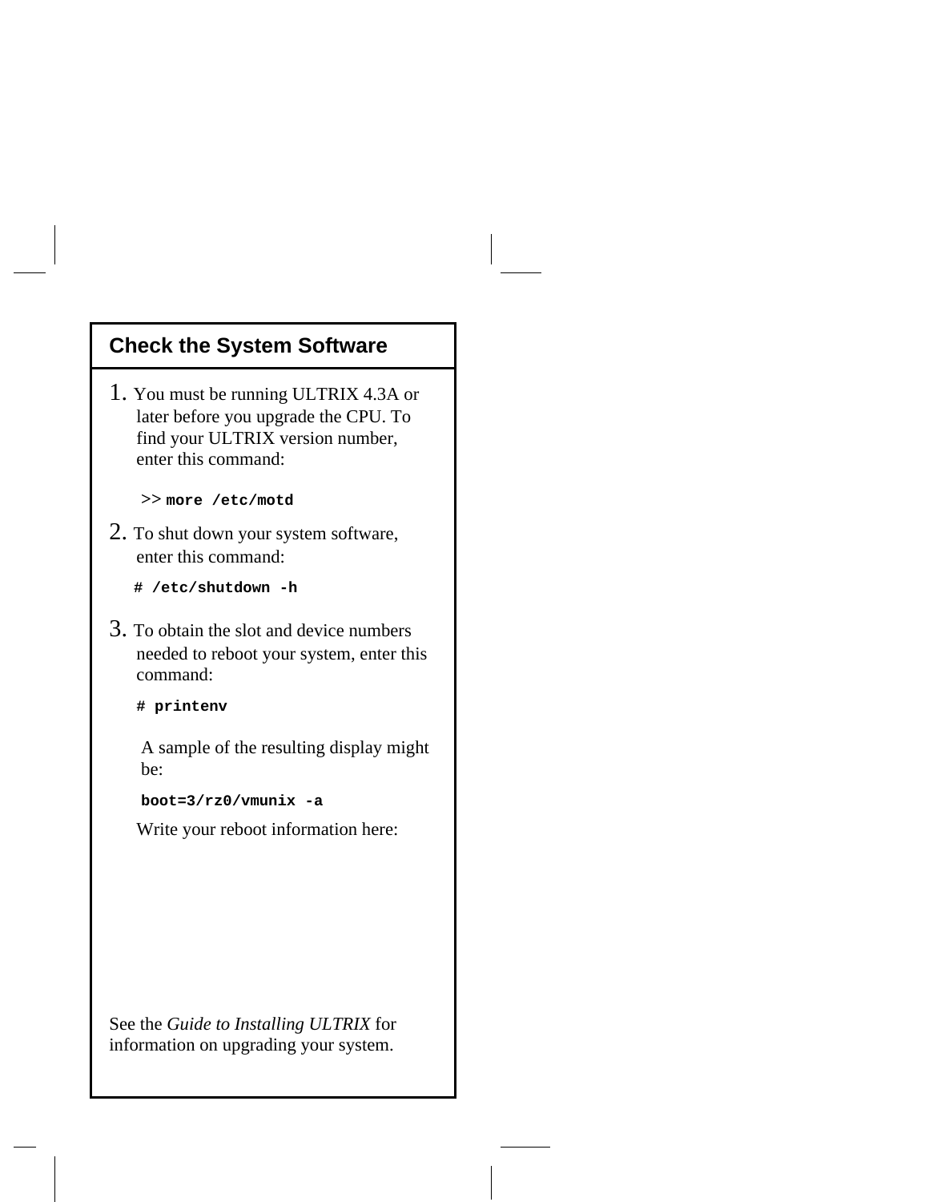## Check the System Software

1. You must be running ULTRIX 4.3A or later before you upgrade the CPU. To find your ULTRIX version number, enter this command:

   ```
   >> more /etc/motd
   ```

2. To shut down your system software, enter this command:

   ```
   # /etc/shutdown -h
   ```

3. To obtain the slot and device numbers needed to reboot your system, enter this command:

   ```
   # printenv
   ```

   A sample of the resulting display might be:

   ```
   boot=3/rz0/vmunix -a
   ```

   Write your reboot information here:

See the *Guide to Installing ULTRIX* for information on upgrading your system.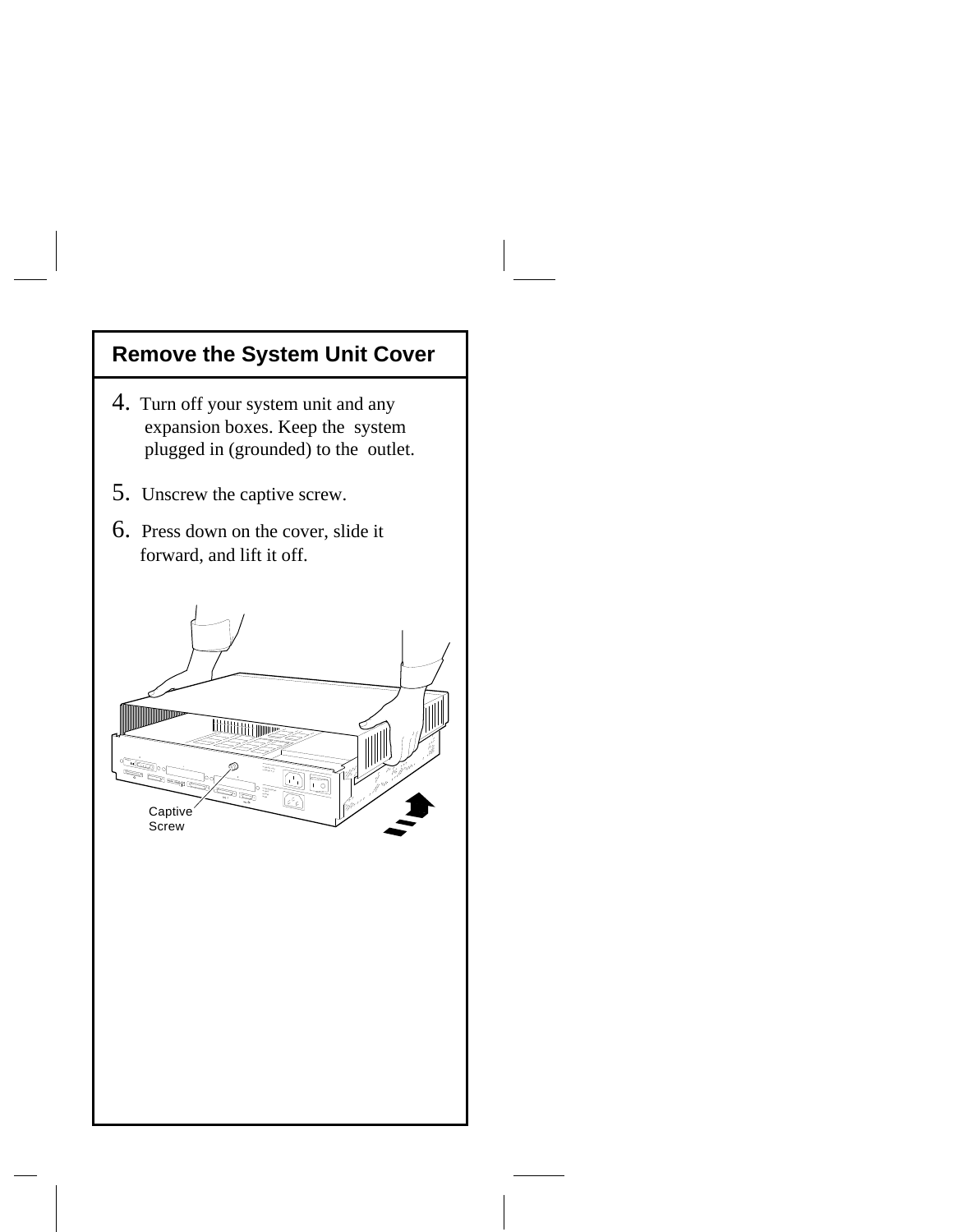## Remove the System Unit Cover

4. Turn off your system unit and any expansion boxes. Keep the system plugged in (grounded) to the outlet.

5. Unscrew the captive screw.

6. Press down on the cover, slide it forward, and lift it off.

Captive Screw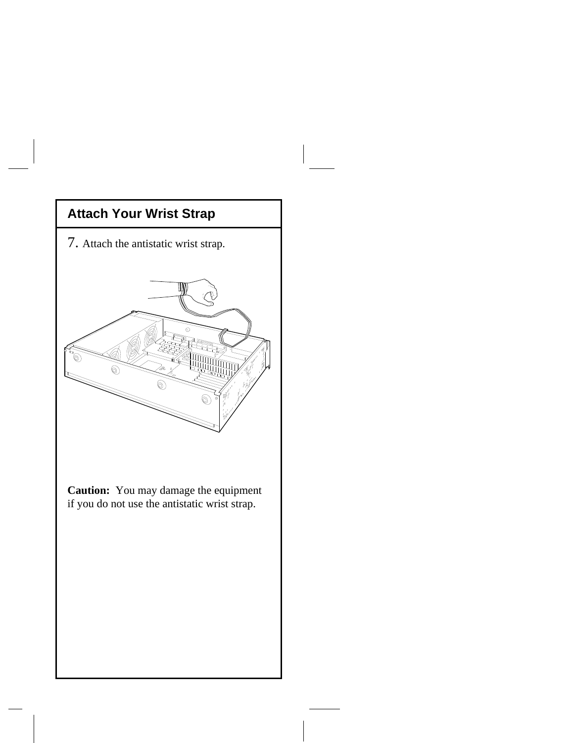## Attach Your Wrist Strap

7. Attach the antistatic wrist strap.

**Caution:** You may damage the equipment if you do not use the antistatic wrist strap.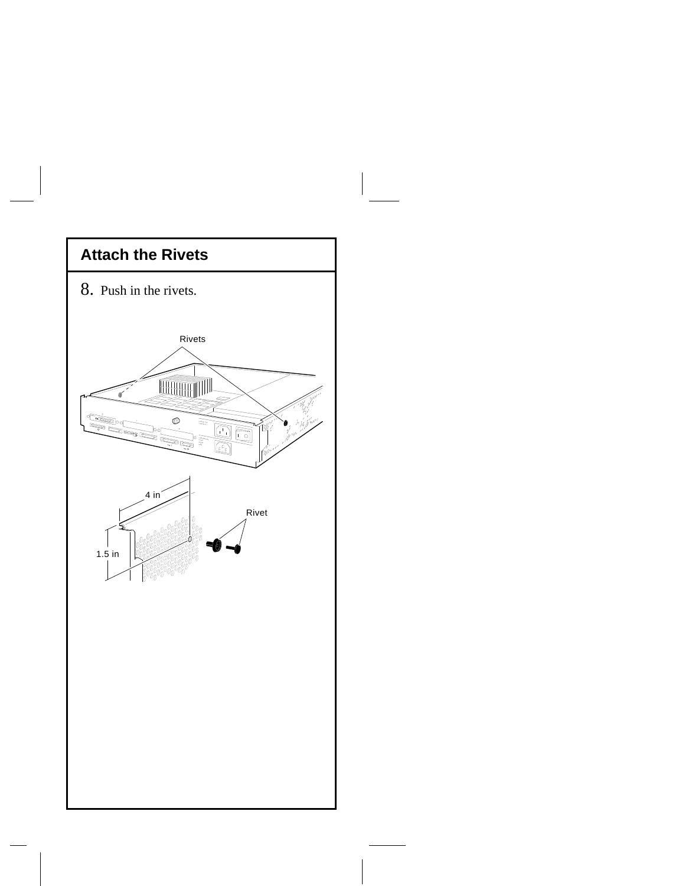## Attach the Rivets

8. Push in the rivets.

Rivets

4 in

Rivet

1.5 in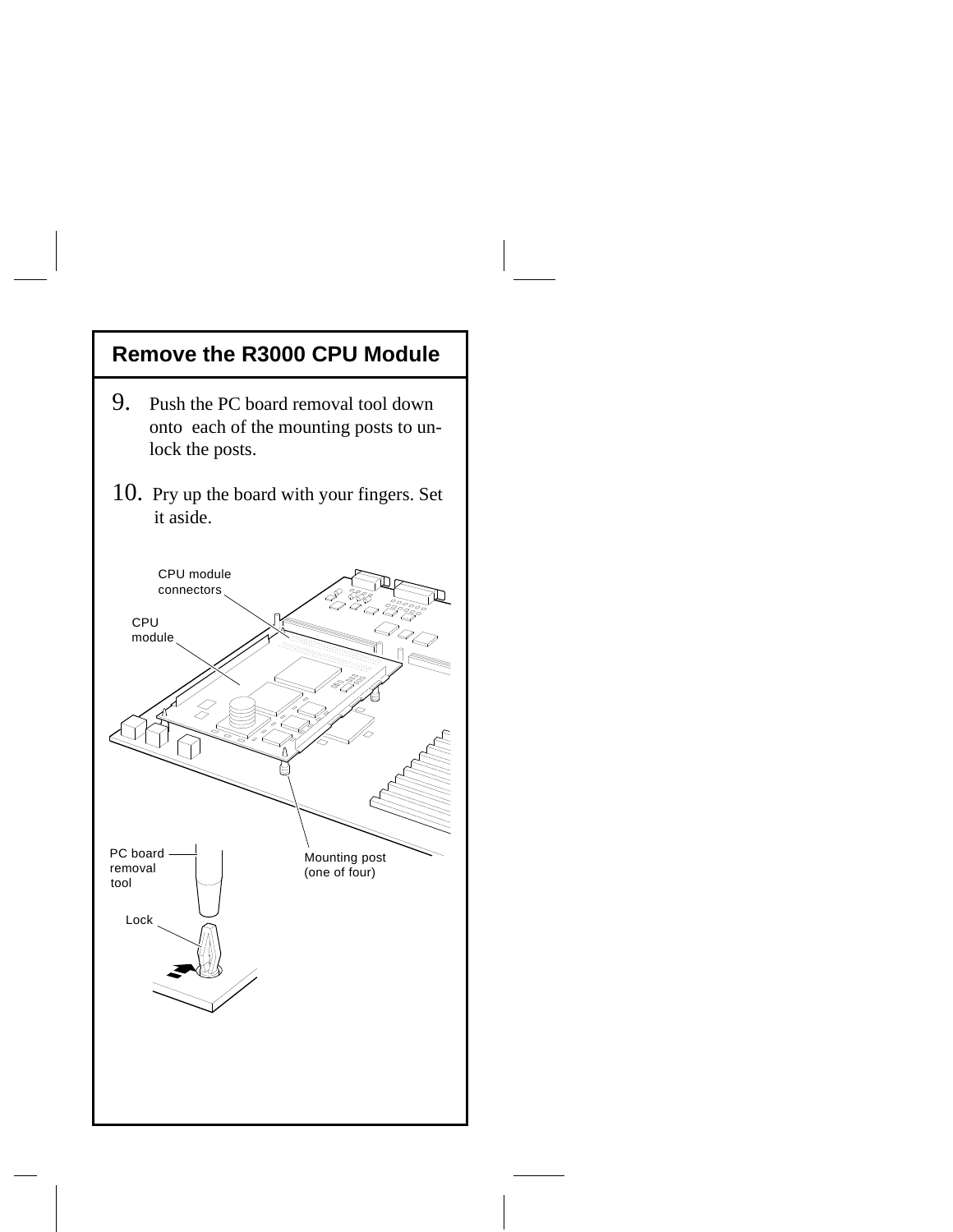## Remove the R3000 CPU Module

9. Push the PC board removal tool down onto each of the mounting posts to unlock the posts.

10. Pry up the board with your fingers. Set it aside.

CPU module connectors

CPU module

PC board removal tool

Mounting post (one of four)

Lock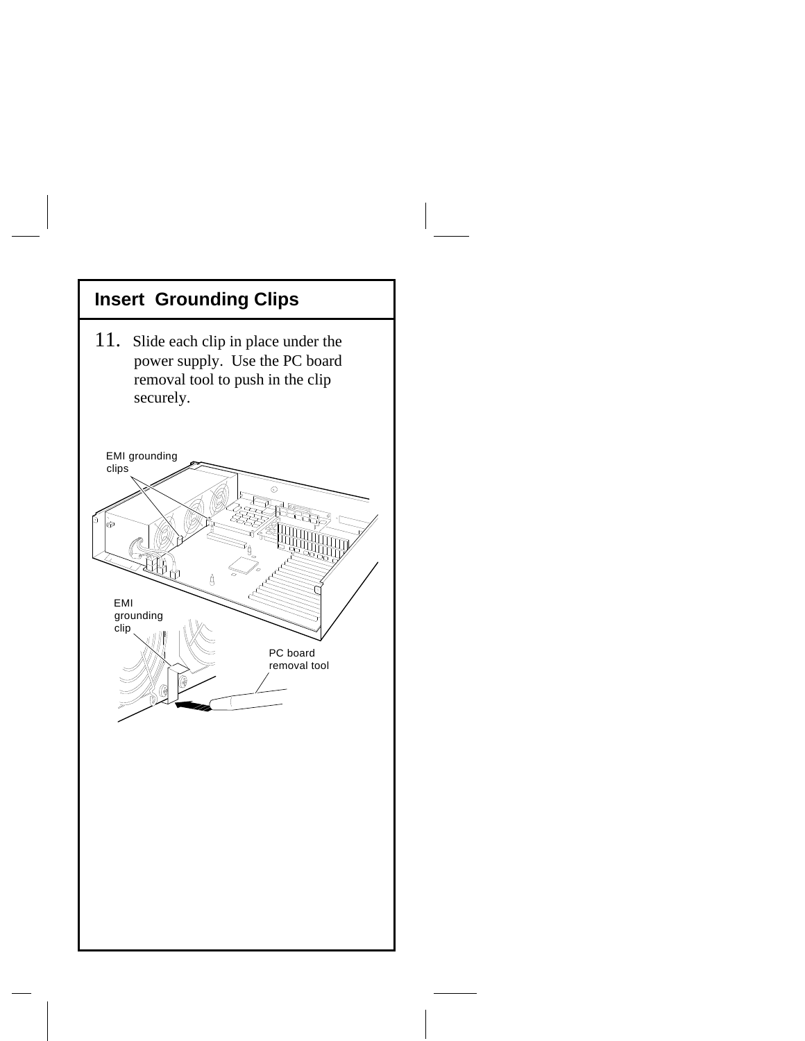## Insert Grounding Clips

11. Slide each clip in place under the power supply. Use the PC board removal tool to push in the clip securely.

EMI grounding clips

EMI grounding clip

PC board removal tool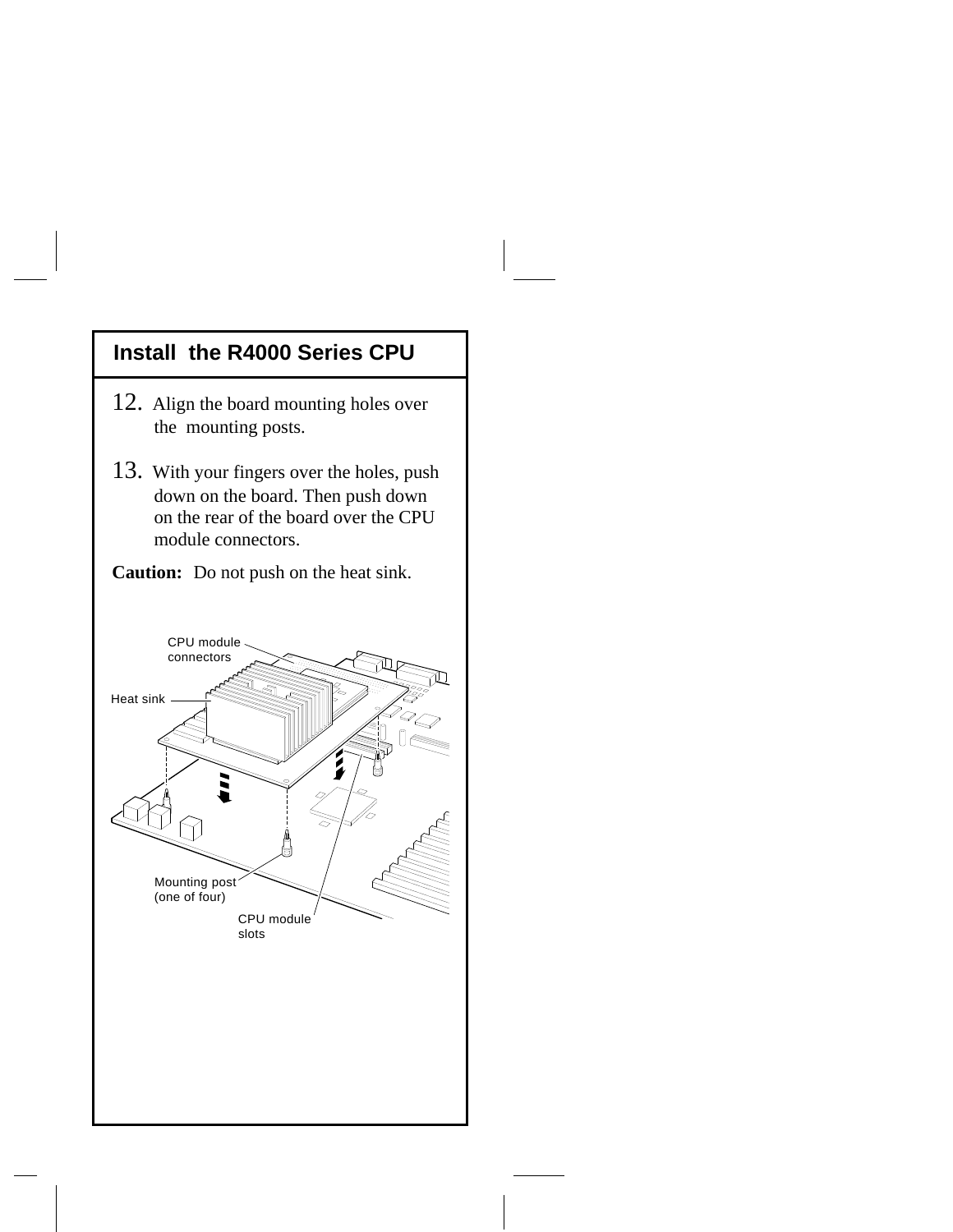## Install the R4000 Series CPU

12. Align the board mounting holes over the mounting posts.

13. With your fingers over the holes, push down on the board. Then push down on the rear of the board over the CPU module connectors.

**Caution:** Do not push on the heat sink.

CPU module connectors

Heat sink

Mounting post (one of four)

CPU module slots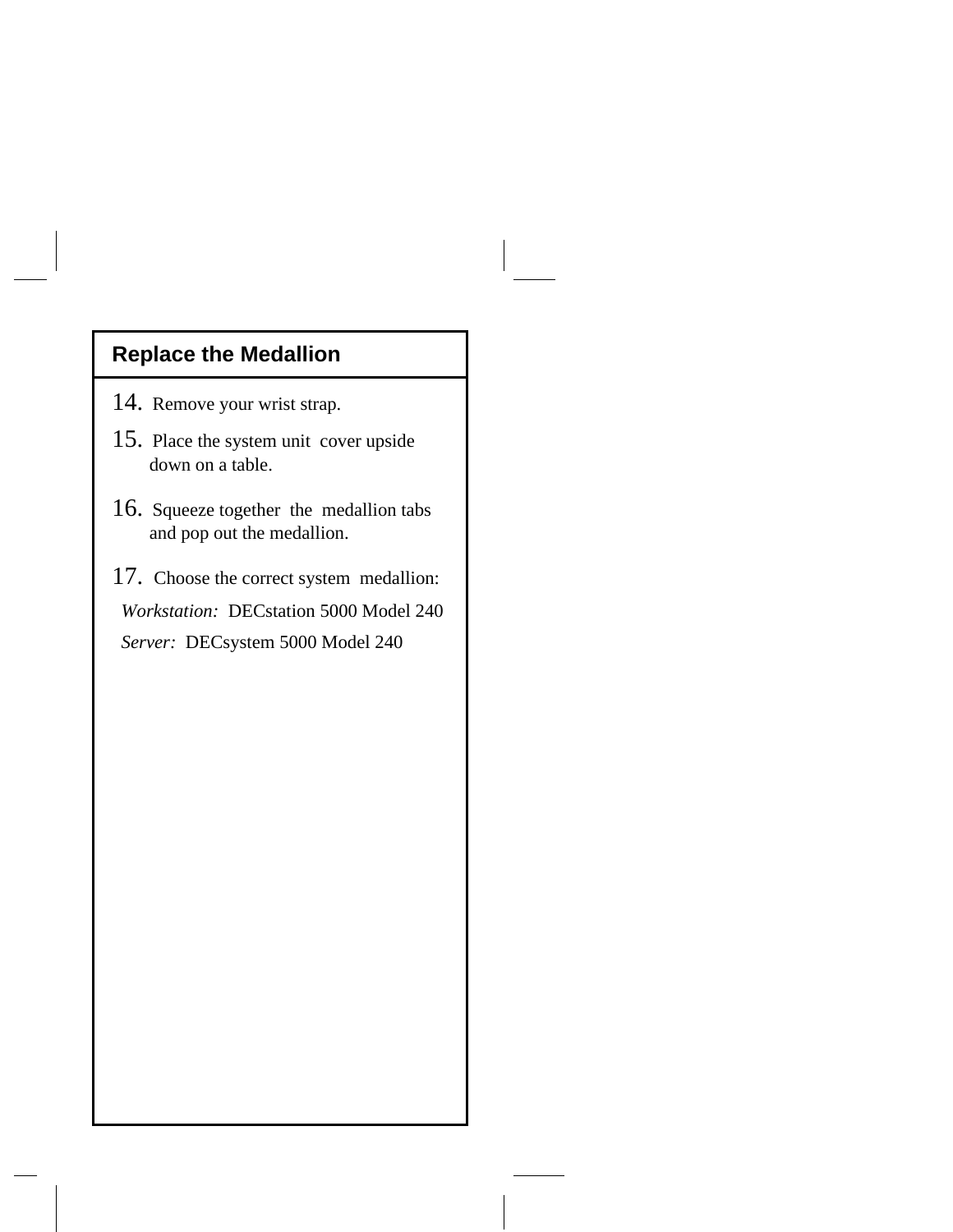## Replace the Medallion

14. Remove your wrist strap.
15. Place the system unit cover upside down on a table.
16. Squeeze together the medallion tabs and pop out the medallion.
17. Choose the correct system medallion:

*Workstation:* DECstation 5000 Model 240

*Server:* DECsystem 5000 Model 240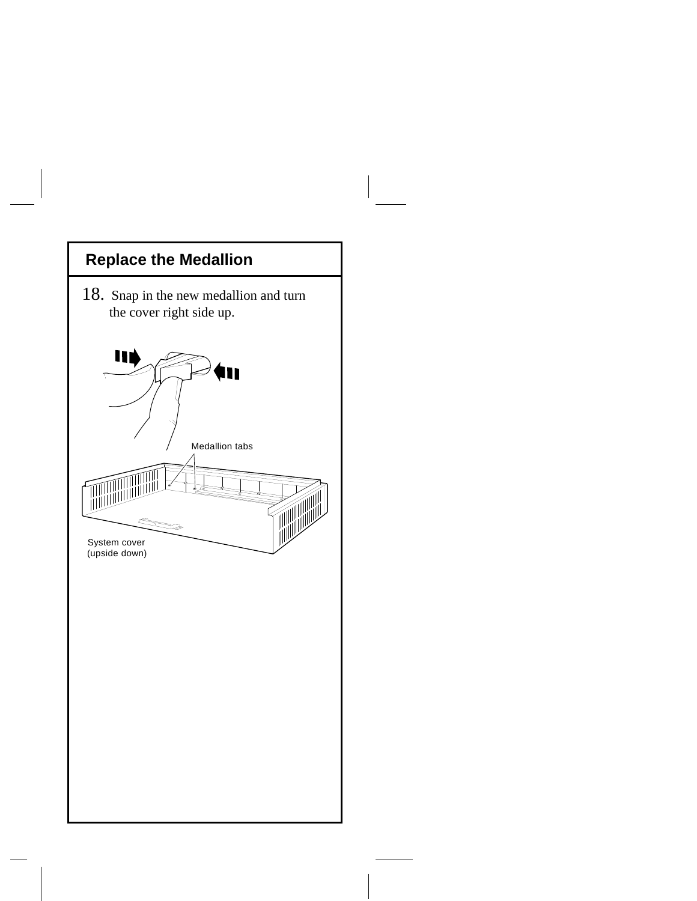## Replace the Medallion

18. Snap in the new medallion and turn the cover right side up.

Medallion tabs

System cover (upside down)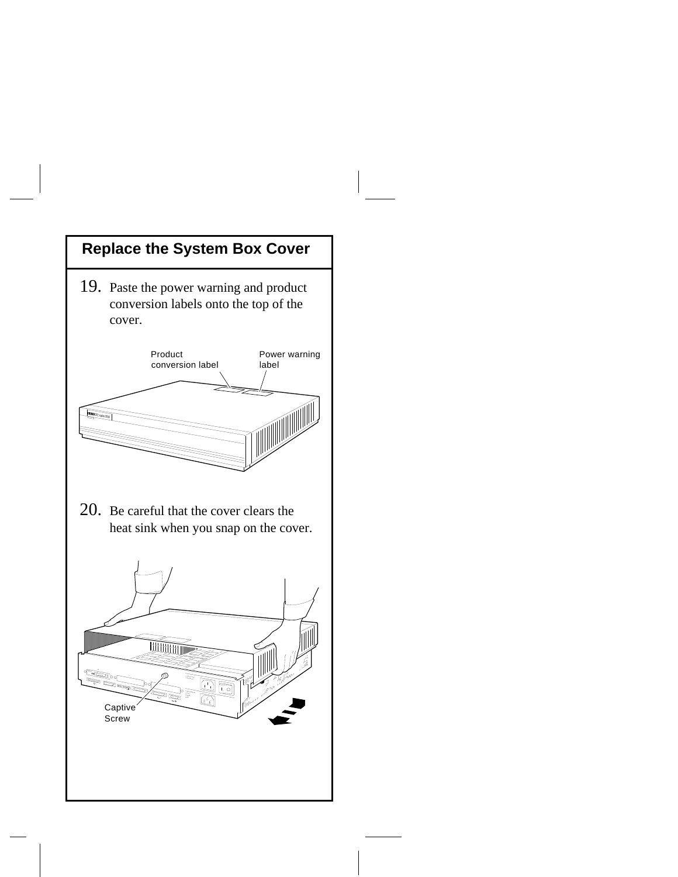## Replace the System Box Cover

19. Paste the power warning and product conversion labels onto the top of the cover.

Product conversion label

Power warning label

20. Be careful that the cover clears the heat sink when you snap on the cover.

Captive Screw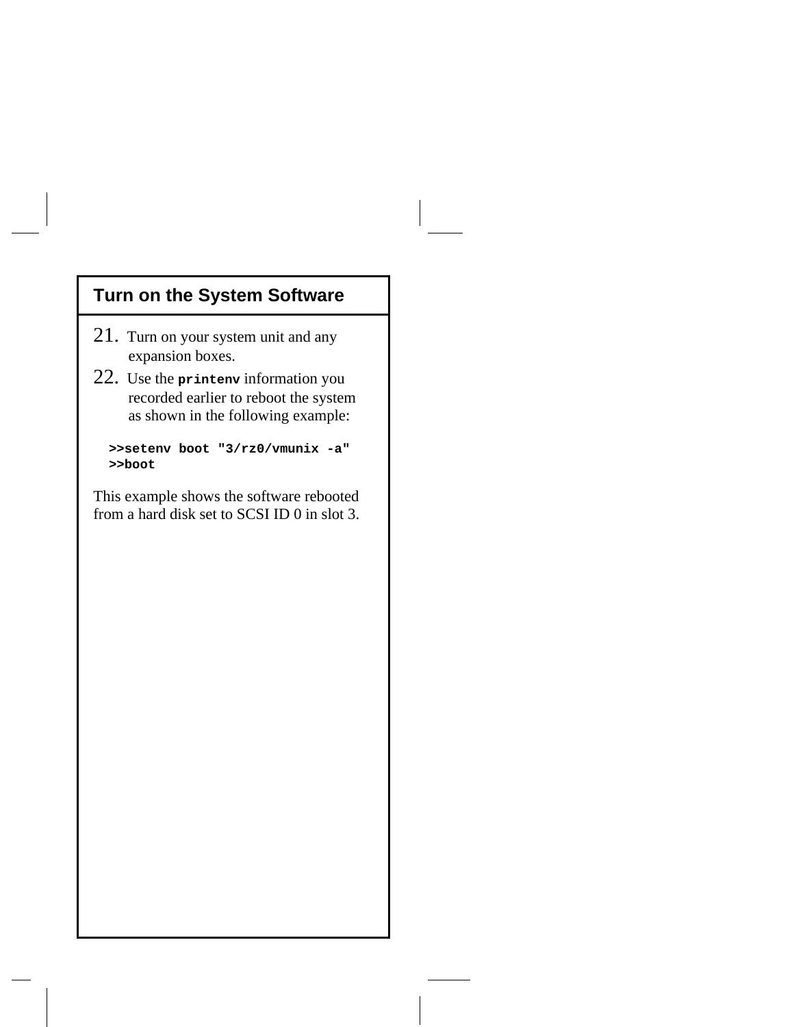## Turn on the System Software

21. Turn on your system unit and any expansion boxes.
22. Use the **printenv** information you recorded earlier to reboot the system as shown in the following example:

```
>>setenv boot "3/rz0/vmunix -a"
>>boot
```

This example shows the software rebooted from a hard disk set to SCSI ID 0 in slot 3.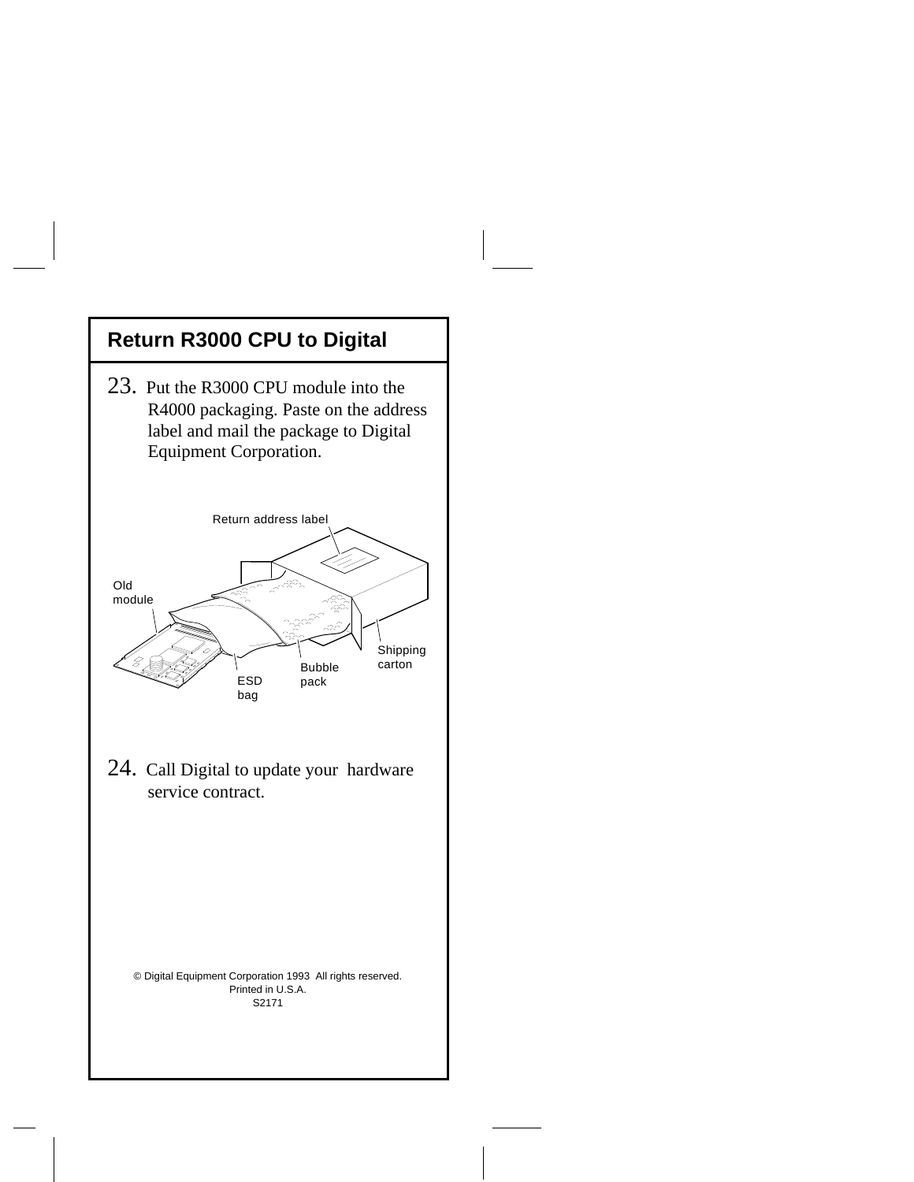## Return R3000 CPU to Digital

23. Put the R3000 CPU module into the R4000 packaging. Paste on the address label and mail the package to Digital Equipment Corporation.

Return address label

Old module

Shipping carton

Bubble pack

ESD bag

24. Call Digital to update your hardware service contract.

© Digital Equipment Corporation 1993 All rights reserved.
Printed in U.S.A.
S2171